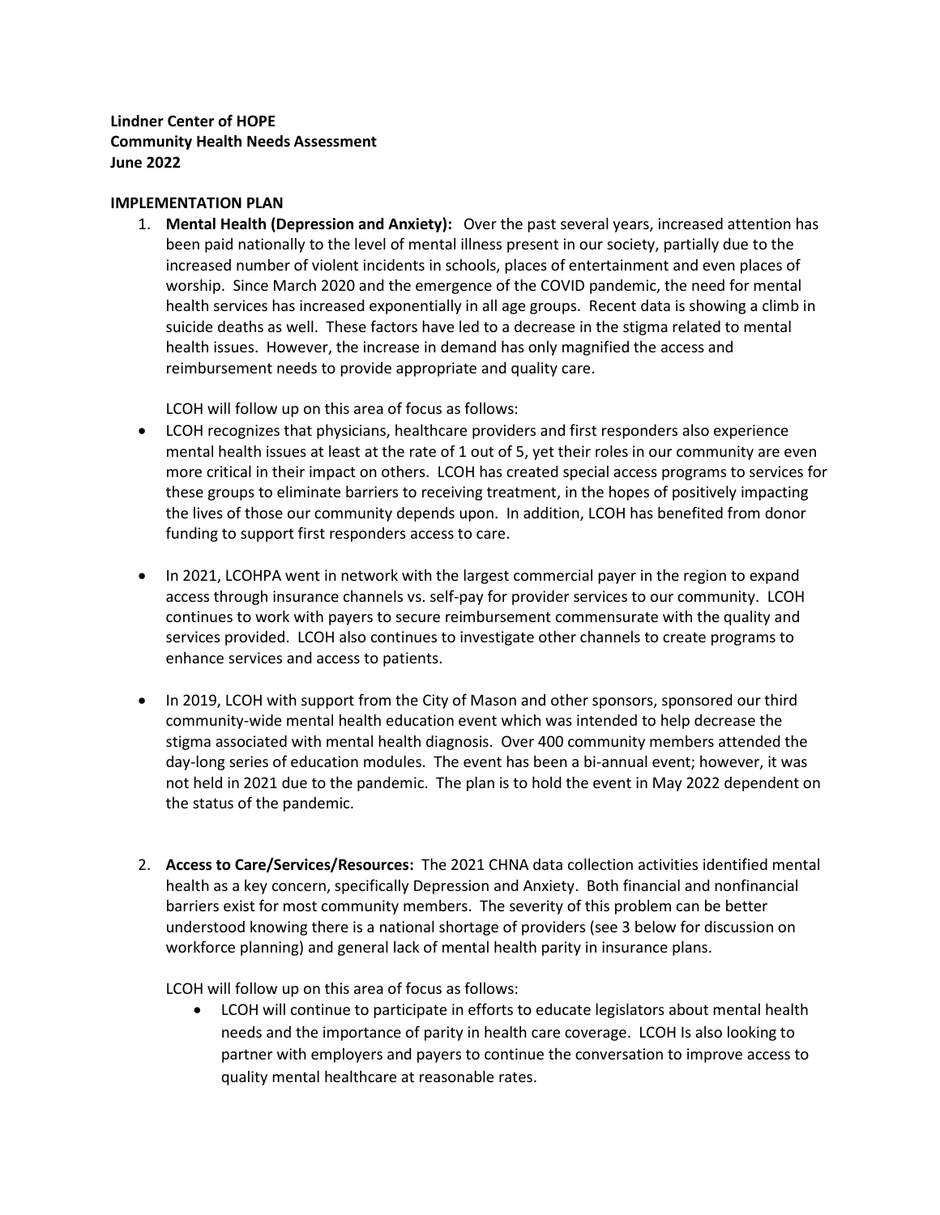**Lindner Center of HOPE**
**Community Health Needs Assessment**
**June 2022**

**IMPLEMENTATION PLAN**

1. **Mental Health (Depression and Anxiety):** Over the past several years, increased attention has been paid nationally to the level of mental illness present in our society, partially due to the increased number of violent incidents in schools, places of entertainment and even places of worship. Since March 2020 and the emergence of the COVID pandemic, the need for mental health services has increased exponentially in all age groups. Recent data is showing a climb in suicide deaths as well. These factors have led to a decrease in the stigma related to mental health issues. However, the increase in demand has only magnified the access and reimbursement needs to provide appropriate and quality care.

   LCOH will follow up on this area of focus as follows:

- LCOH recognizes that physicians, healthcare providers and first responders also experience mental health issues at least at the rate of 1 out of 5, yet their roles in our community are even more critical in their impact on others. LCOH has created special access programs to services for these groups to eliminate barriers to receiving treatment, in the hopes of positively impacting the lives of those our community depends upon. In addition, LCOH has benefited from donor funding to support first responders access to care.

- In 2021, LCOHPA went in network with the largest commercial payer in the region to expand access through insurance channels vs. self-pay for provider services to our community. LCOH continues to work with payers to secure reimbursement commensurate with the quality and services provided. LCOH also continues to investigate other channels to create programs to enhance services and access to patients.

- In 2019, LCOH with support from the City of Mason and other sponsors, sponsored our third community-wide mental health education event which was intended to help decrease the stigma associated with mental health diagnosis. Over 400 community members attended the day-long series of education modules. The event has been a bi-annual event; however, it was not held in 2021 due to the pandemic. The plan is to hold the event in May 2022 dependent on the status of the pandemic.

2. **Access to Care/Services/Resources:** The 2021 CHNA data collection activities identified mental health as a key concern, specifically Depression and Anxiety. Both financial and nonfinancial barriers exist for most community members. The severity of this problem can be better understood knowing there is a national shortage of providers (see 3 below for discussion on workforce planning) and general lack of mental health parity in insurance plans.

   LCOH will follow up on this area of focus as follows:

   - LCOH will continue to participate in efforts to educate legislators about mental health needs and the importance of parity in health care coverage. LCOH Is also looking to partner with employers and payers to continue the conversation to improve access to quality mental healthcare at reasonable rates.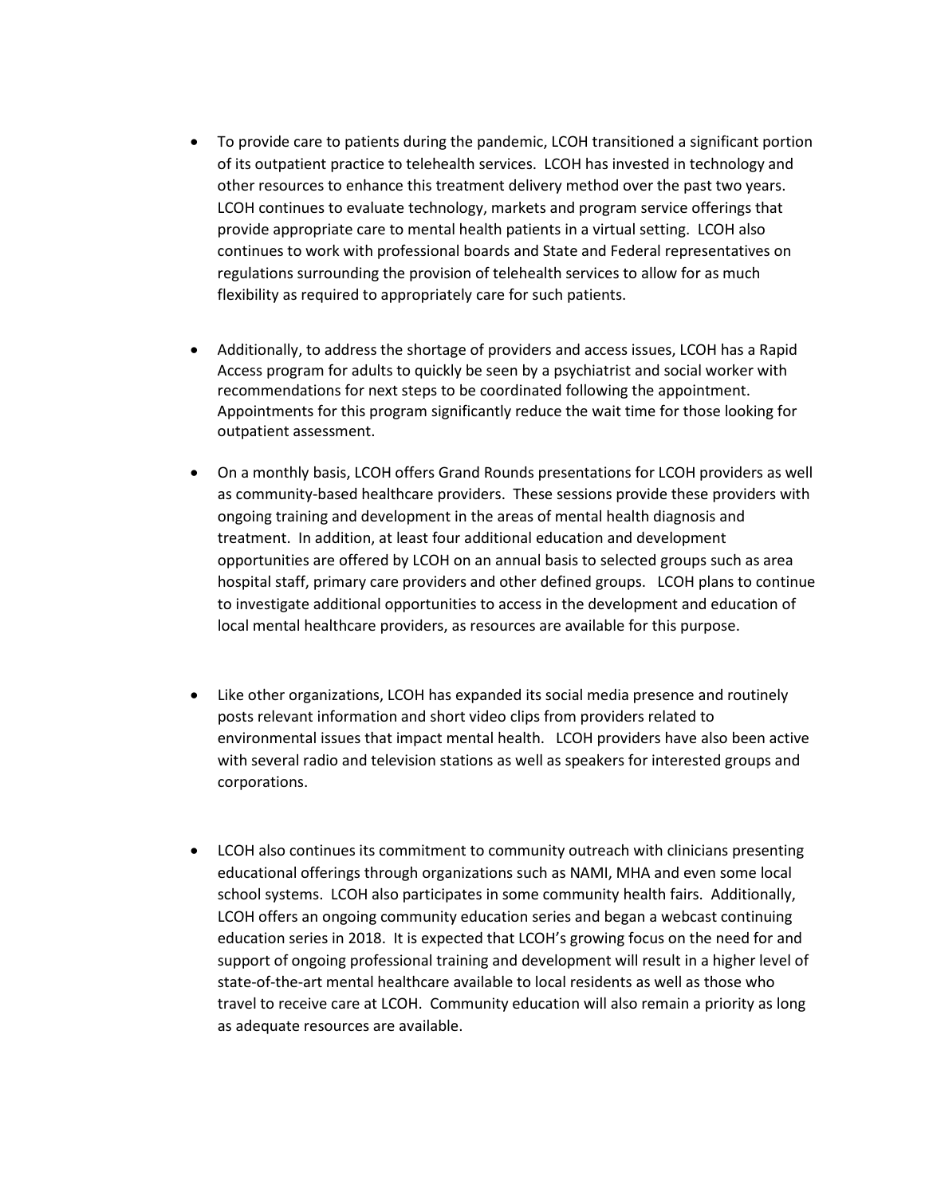- To provide care to patients during the pandemic, LCOH transitioned a significant portion of its outpatient practice to telehealth services. LCOH has invested in technology and other resources to enhance this treatment delivery method over the past two years. LCOH continues to evaluate technology, markets and program service offerings that provide appropriate care to mental health patients in a virtual setting. LCOH also continues to work with professional boards and State and Federal representatives on regulations surrounding the provision of telehealth services to allow for as much flexibility as required to appropriately care for such patients.

- Additionally, to address the shortage of providers and access issues, LCOH has a Rapid Access program for adults to quickly be seen by a psychiatrist and social worker with recommendations for next steps to be coordinated following the appointment. Appointments for this program significantly reduce the wait time for those looking for outpatient assessment.

- On a monthly basis, LCOH offers Grand Rounds presentations for LCOH providers as well as community-based healthcare providers. These sessions provide these providers with ongoing training and development in the areas of mental health diagnosis and treatment. In addition, at least four additional education and development opportunities are offered by LCOH on an annual basis to selected groups such as area hospital staff, primary care providers and other defined groups. LCOH plans to continue to investigate additional opportunities to access in the development and education of local mental healthcare providers, as resources are available for this purpose.

- Like other organizations, LCOH has expanded its social media presence and routinely posts relevant information and short video clips from providers related to environmental issues that impact mental health. LCOH providers have also been active with several radio and television stations as well as speakers for interested groups and corporations.

- LCOH also continues its commitment to community outreach with clinicians presenting educational offerings through organizations such as NAMI, MHA and even some local school systems. LCOH also participates in some community health fairs. Additionally, LCOH offers an ongoing community education series and began a webcast continuing education series in 2018. It is expected that LCOH's growing focus on the need for and support of ongoing professional training and development will result in a higher level of state-of-the-art mental healthcare available to local residents as well as those who travel to receive care at LCOH. Community education will also remain a priority as long as adequate resources are available.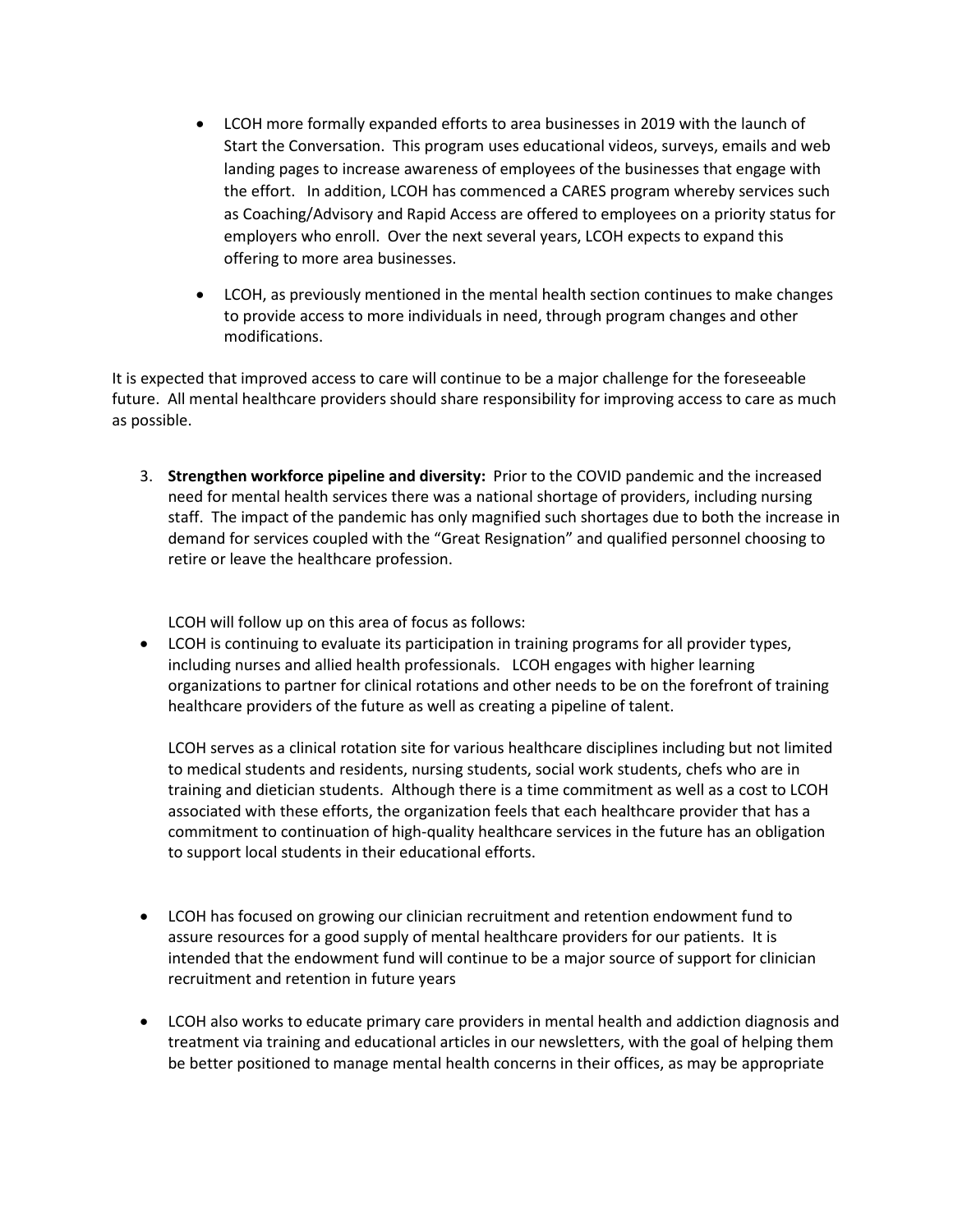- LCOH more formally expanded efforts to area businesses in 2019 with the launch of Start the Conversation. This program uses educational videos, surveys, emails and web landing pages to increase awareness of employees of the businesses that engage with the effort. In addition, LCOH has commenced a CARES program whereby services such as Coaching/Advisory and Rapid Access are offered to employees on a priority status for employers who enroll. Over the next several years, LCOH expects to expand this offering to more area businesses.

- LCOH, as previously mentioned in the mental health section continues to make changes to provide access to more individuals in need, through program changes and other modifications.

It is expected that improved access to care will continue to be a major challenge for the foreseeable future. All mental healthcare providers should share responsibility for improving access to care as much as possible.

3. **Strengthen workforce pipeline and diversity:** Prior to the COVID pandemic and the increased need for mental health services there was a national shortage of providers, including nursing staff. The impact of the pandemic has only magnified such shortages due to both the increase in demand for services coupled with the "Great Resignation" and qualified personnel choosing to retire or leave the healthcare profession.

   LCOH will follow up on this area of focus as follows:

- LCOH is continuing to evaluate its participation in training programs for all provider types, including nurses and allied health professionals. LCOH engages with higher learning organizations to partner for clinical rotations and other needs to be on the forefront of training healthcare providers of the future as well as creating a pipeline of talent.

  LCOH serves as a clinical rotation site for various healthcare disciplines including but not limited to medical students and residents, nursing students, social work students, chefs who are in training and dietician students. Although there is a time commitment as well as a cost to LCOH associated with these efforts, the organization feels that each healthcare provider that has a commitment to continuation of high-quality healthcare services in the future has an obligation to support local students in their educational efforts.

- LCOH has focused on growing our clinician recruitment and retention endowment fund to assure resources for a good supply of mental healthcare providers for our patients. It is intended that the endowment fund will continue to be a major source of support for clinician recruitment and retention in future years

- LCOH also works to educate primary care providers in mental health and addiction diagnosis and treatment via training and educational articles in our newsletters, with the goal of helping them be better positioned to manage mental health concerns in their offices, as may be appropriate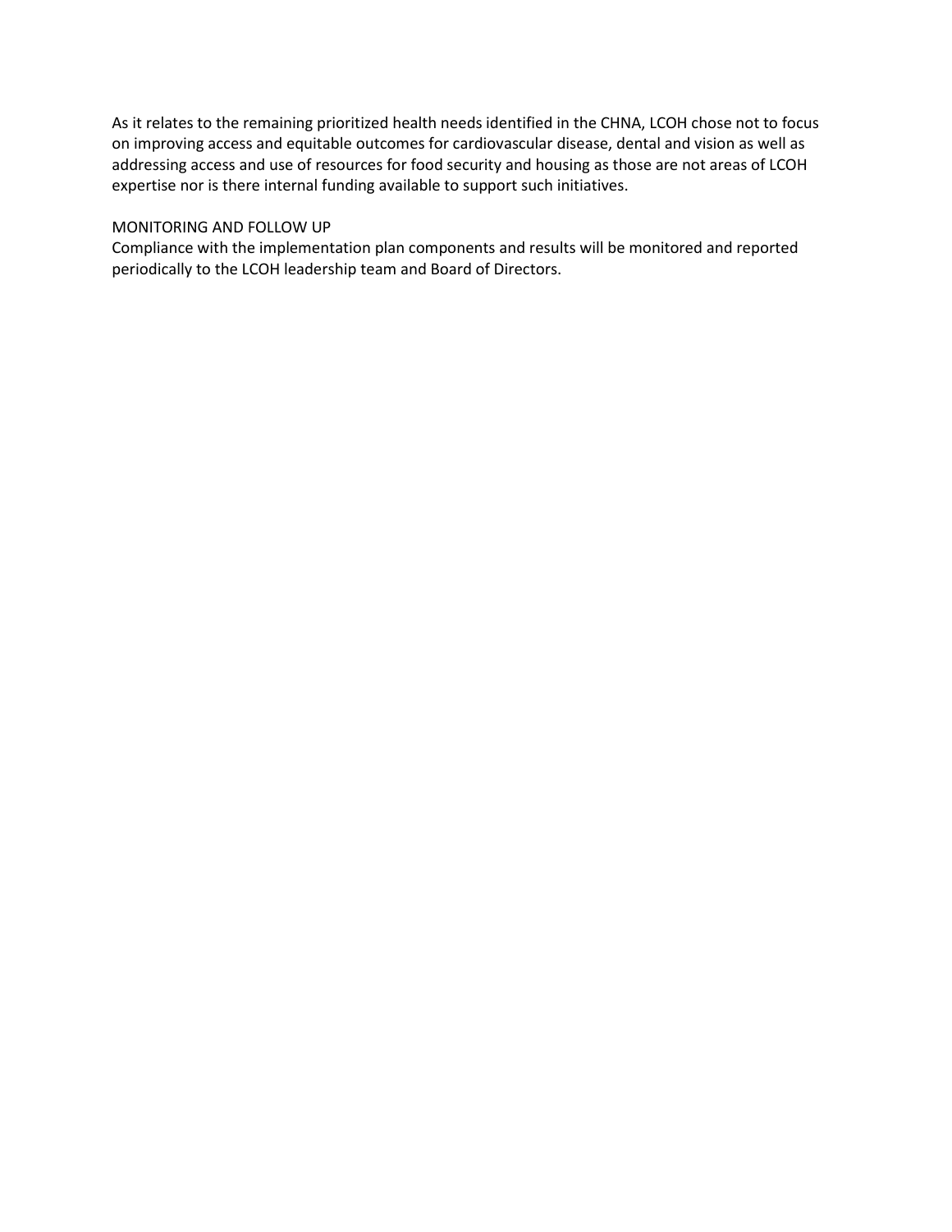As it relates to the remaining prioritized health needs identified in the CHNA, LCOH chose not to focus on improving access and equitable outcomes for cardiovascular disease, dental and vision as well as addressing access and use of resources for food security and housing as those are not areas of LCOH expertise nor is there internal funding available to support such initiatives.

## MONITORING AND FOLLOW UP

Compliance with the implementation plan components and results will be monitored and reported periodically to the LCOH leadership team and Board of Directors.